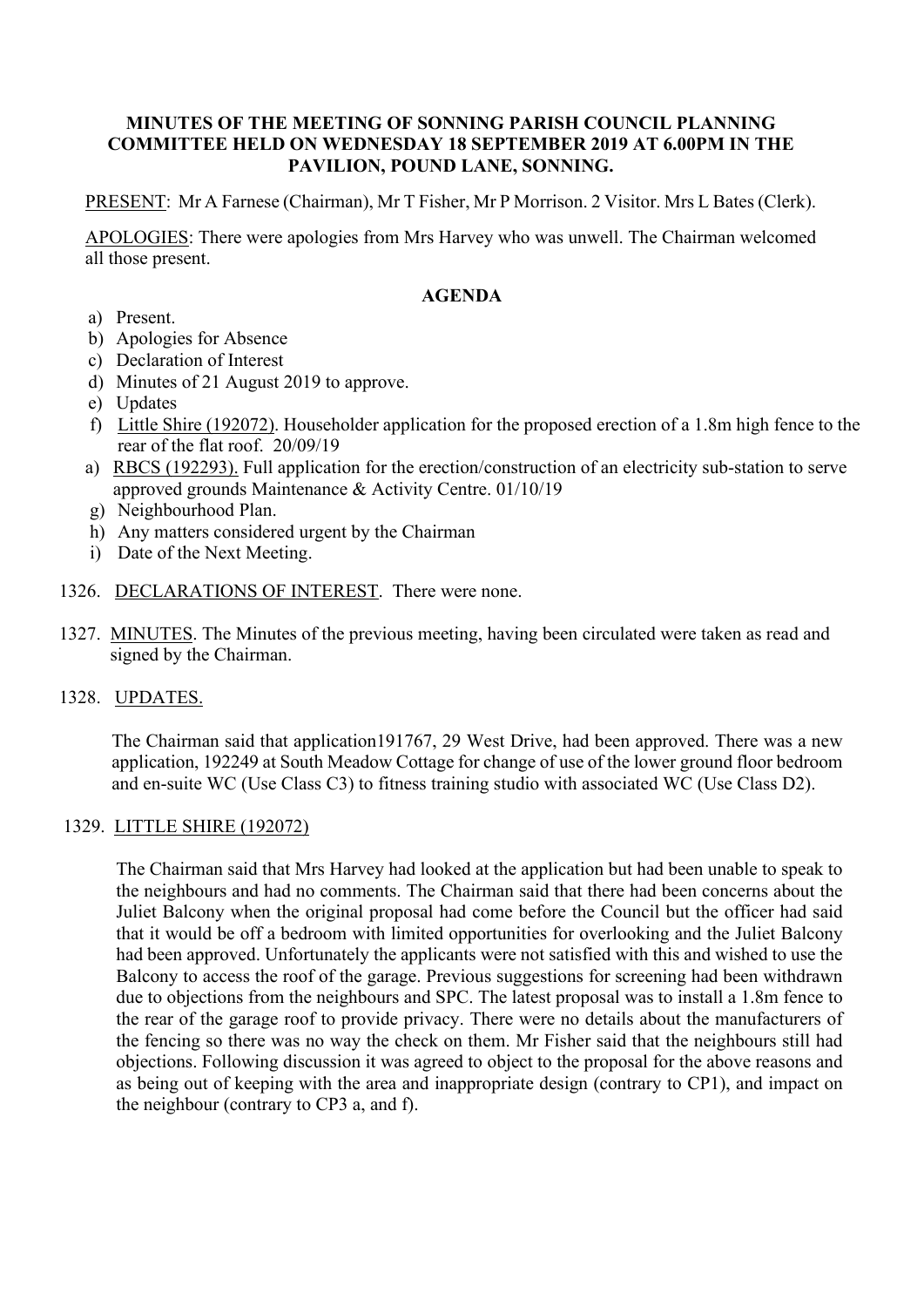**MINUTES OF THE MEETING OF SONNING PARISH COUNCIL PLANNING COMMITTEE HELD ON WEDNESDAY 18 SEPTEMBER 2019 AT 6.00PM IN THE PAVILION, POUND LANE, SONNING.**

PRESENT: Mr A Farnese (Chairman), Mr T Fisher, Mr P Morrison. 2 Visitor. Mrs L Bates (Clerk).

APOLOGIES: There were apologies from Mrs Harvey who was unwell. The Chairman welcomed all those present.

**AGENDA**

a) Present.
b) Apologies for Absence
c) Declaration of Interest
d) Minutes of 21 August 2019 to approve.
e) Updates
f) Little Shire (192072). Householder application for the proposed erection of a 1.8m high fence to the rear of the flat roof. 20/09/19
a) RBCS (192293). Full application for the erection/construction of an electricity sub-station to serve approved grounds Maintenance & Activity Centre. 01/10/19
g) Neighbourhood Plan.
h) Any matters considered urgent by the Chairman
i) Date of the Next Meeting.

1326. DECLARATIONS OF INTEREST. There were none.

1327. MINUTES. The Minutes of the previous meeting, having been circulated were taken as read and signed by the Chairman.

1328. UPDATES.

The Chairman said that application191767, 29 West Drive, had been approved. There was a new application, 192249 at South Meadow Cottage for change of use of the lower ground floor bedroom and en-suite WC (Use Class C3) to fitness training studio with associated WC (Use Class D2).

1329. LITTLE SHIRE (192072)

The Chairman said that Mrs Harvey had looked at the application but had been unable to speak to the neighbours and had no comments. The Chairman said that there had been concerns about the Juliet Balcony when the original proposal had come before the Council but the officer had said that it would be off a bedroom with limited opportunities for overlooking and the Juliet Balcony had been approved. Unfortunately the applicants were not satisfied with this and wished to use the Balcony to access the roof of the garage. Previous suggestions for screening had been withdrawn due to objections from the neighbours and SPC. The latest proposal was to install a 1.8m fence to the rear of the garage roof to provide privacy. There were no details about the manufacturers of the fencing so there was no way the check on them. Mr Fisher said that the neighbours still had objections. Following discussion it was agreed to object to the proposal for the above reasons and as being out of keeping with the area and inappropriate design (contrary to CP1), and impact on the neighbour (contrary to CP3 a, and f).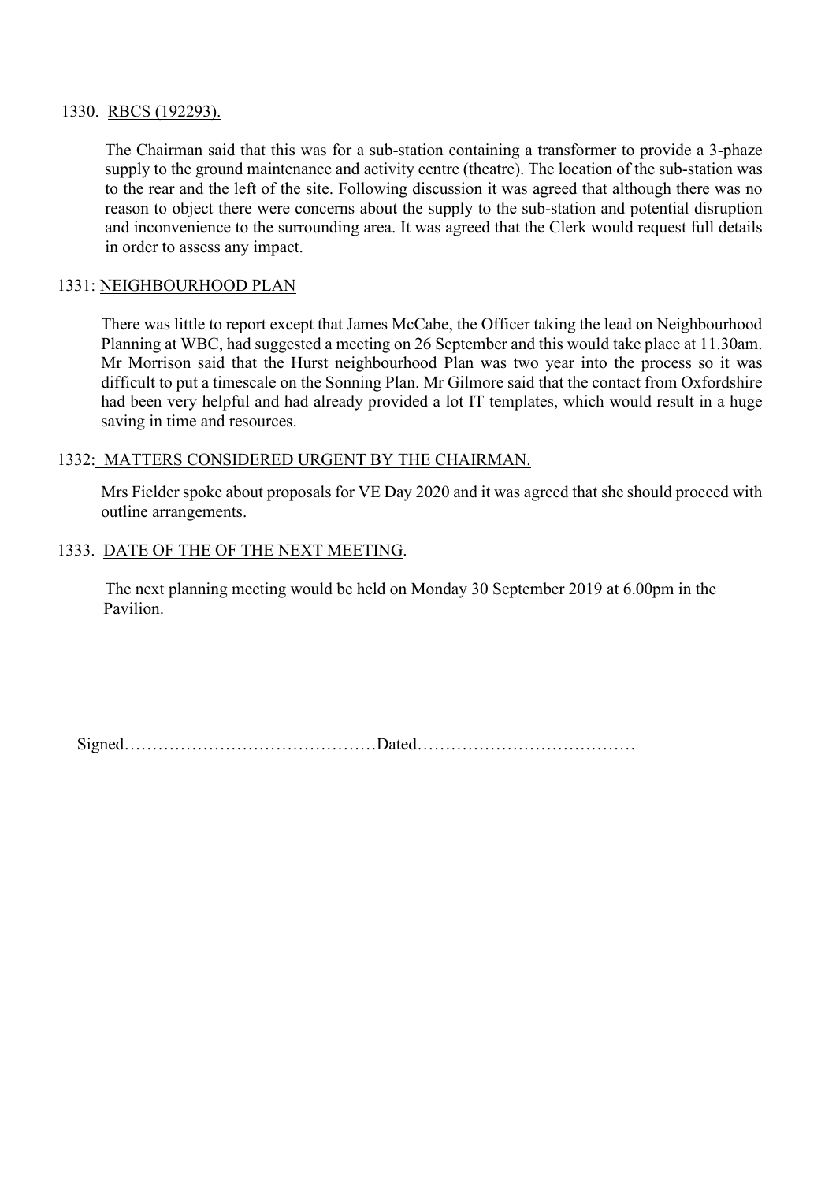1330. <u>RBCS (192293).</u>

The Chairman said that this was for a sub-station containing a transformer to provide a 3-phaze supply to the ground maintenance and activity centre (theatre). The location of the sub-station was to the rear and the left of the site. Following discussion it was agreed that although there was no reason to object there were concerns about the supply to the sub-station and potential disruption and inconvenience to the surrounding area. It was agreed that the Clerk would request full details in order to assess any impact.

1331: <u>NEIGHBOURHOOD PLAN</u>

There was little to report except that James McCabe, the Officer taking the lead on Neighbourhood Planning at WBC, had suggested a meeting on 26 September and this would take place at 11.30am. Mr Morrison said that the Hurst neighbourhood Plan was two year into the process so it was difficult to put a timescale on the Sonning Plan. Mr Gilmore said that the contact from Oxfordshire had been very helpful and had already provided a lot IT templates, which would result in a huge saving in time and resources.

1332: <u>MATTERS CONSIDERED URGENT BY THE CHAIRMAN.</u>

Mrs Fielder spoke about proposals for VE Day 2020 and it was agreed that she should proceed with outline arrangements.

1333. <u>DATE OF THE OF THE NEXT MEETING</u>.

The next planning meeting would be held on Monday 30 September 2019 at 6.00pm in the Pavilion.

Signed………………………………………Dated…………………………………